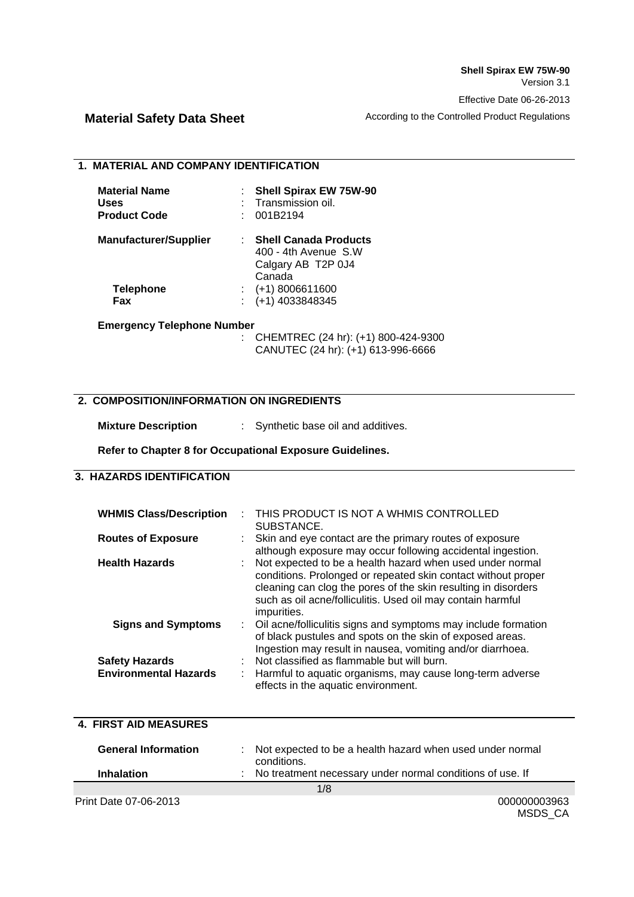Shell Spirax EW 75W-90
Version 3.1

Effective Date 06-26-2013

# Material Safety Data Sheet

According to the Controlled Product Regulations

## 1. MATERIAL AND COMPANY IDENTIFICATION

| | | |
|---|---|---|
| **Material Name** | : | **Shell Spirax EW 75W-90** |
| **Uses** | : | Transmission oil. |
| **Product Code** | : | 001B2194 |
| **Manufacturer/Supplier** | : | **Shell Canada Products**<br>400 - 4th Avenue S.W<br>Calgary AB T2P 0J4<br>Canada |
| **Telephone** | : | (+1) 8006611600 |
| **Fax** | : | (+1) 4033848345 |

**Emergency Telephone Number**

: CHEMTREC (24 hr): (+1) 800-424-9300
CANUTEC (24 hr): (+1) 613-996-6666

## 2. COMPOSITION/INFORMATION ON INGREDIENTS

**Mixture Description** : Synthetic base oil and additives.

**Refer to Chapter 8 for Occupational Exposure Guidelines.**

## 3. HAZARDS IDENTIFICATION

| | | |
|---|---|---|
| **WHMIS Class/Description** | : | THIS PRODUCT IS NOT A WHMIS CONTROLLED SUBSTANCE. |
| **Routes of Exposure** | : | Skin and eye contact are the primary routes of exposure although exposure may occur following accidental ingestion. |
| **Health Hazards** | : | Not expected to be a health hazard when used under normal conditions. Prolonged or repeated skin contact without proper cleaning can clog the pores of the skin resulting in disorders such as oil acne/folliculitis. Used oil may contain harmful impurities. |
| **Signs and Symptoms** | : | Oil acne/folliculitis signs and symptoms may include formation of black pustules and spots on the skin of exposed areas. Ingestion may result in nausea, vomiting and/or diarrhoea. |
| **Safety Hazards** | : | Not classified as flammable but will burn. |
| **Environmental Hazards** | : | Harmful to aquatic organisms, may cause long-term adverse effects in the aquatic environment. |

## 4. FIRST AID MEASURES

| | | |
|---|---|---|
| **General Information** | : | Not expected to be a health hazard when used under normal conditions. |
| **Inhalation** | : | No treatment necessary under normal conditions of use. If |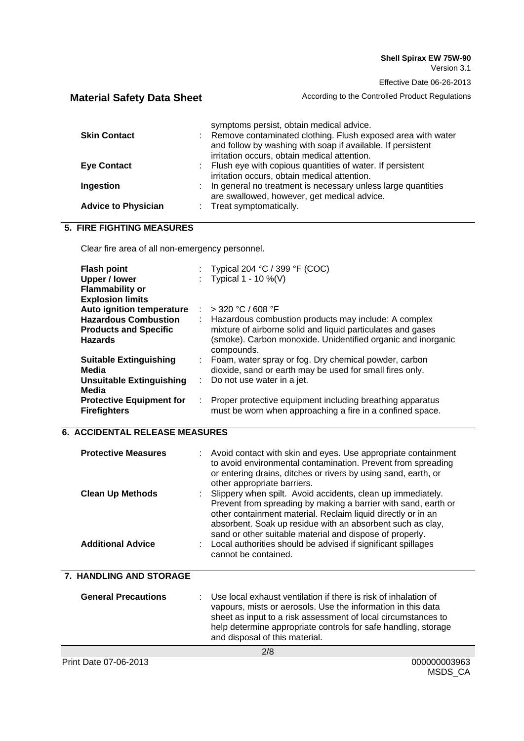symptoms persist, obtain medical advice.

| | |
|---|---|
| **Skin Contact** | Remove contaminated clothing. Flush exposed area with water and follow by washing with soap if available. If persistent irritation occurs, obtain medical attention. |
| **Eye Contact** | Flush eye with copious quantities of water. If persistent irritation occurs, obtain medical attention. |
| **Ingestion** | In general no treatment is necessary unless large quantities are swallowed, however, get medical advice. |
| **Advice to Physician** | Treat symptomatically. |

## 5. FIRE FIGHTING MEASURES

Clear fire area of all non-emergency personnel.

| | |
|---|---|
| **Flash point** | Typical 204 °C / 399 °F (COC) |
| **Upper / lower Flammability or Explosion limits** | Typical 1 - 10 %(V) |
| **Auto ignition temperature** | > 320 °C / 608 °F |
| **Hazardous Combustion Products and Specific Hazards** | Hazardous combustion products may include: A complex mixture of airborne solid and liquid particulates and gases (smoke). Carbon monoxide. Unidentified organic and inorganic compounds. |
| **Suitable Extinguishing Media** | Foam, water spray or fog. Dry chemical powder, carbon dioxide, sand or earth may be used for small fires only. |
| **Unsuitable Extinguishing Media** | Do not use water in a jet. |
| **Protective Equipment for Firefighters** | Proper protective equipment including breathing apparatus must be worn when approaching a fire in a confined space. |

## 6. ACCIDENTAL RELEASE MEASURES

| | |
|---|---|
| **Protective Measures** | Avoid contact with skin and eyes. Use appropriate containment to avoid environmental contamination. Prevent from spreading or entering drains, ditches or rivers by using sand, earth, or other appropriate barriers. |
| **Clean Up Methods** | Slippery when spilt. Avoid accidents, clean up immediately. Prevent from spreading by making a barrier with sand, earth or other containment material. Reclaim liquid directly or in an absorbent. Soak up residue with an absorbent such as clay, sand or other suitable material and dispose of properly. |
| **Additional Advice** | Local authorities should be advised if significant spillages cannot be contained. |

## 7. HANDLING AND STORAGE

| | |
|---|---|
| **General Precautions** | Use local exhaust ventilation if there is risk of inhalation of vapours, mists or aerosols. Use the information in this data sheet as input to a risk assessment of local circumstances to help determine appropriate controls for safe handling, storage and disposal of this material. |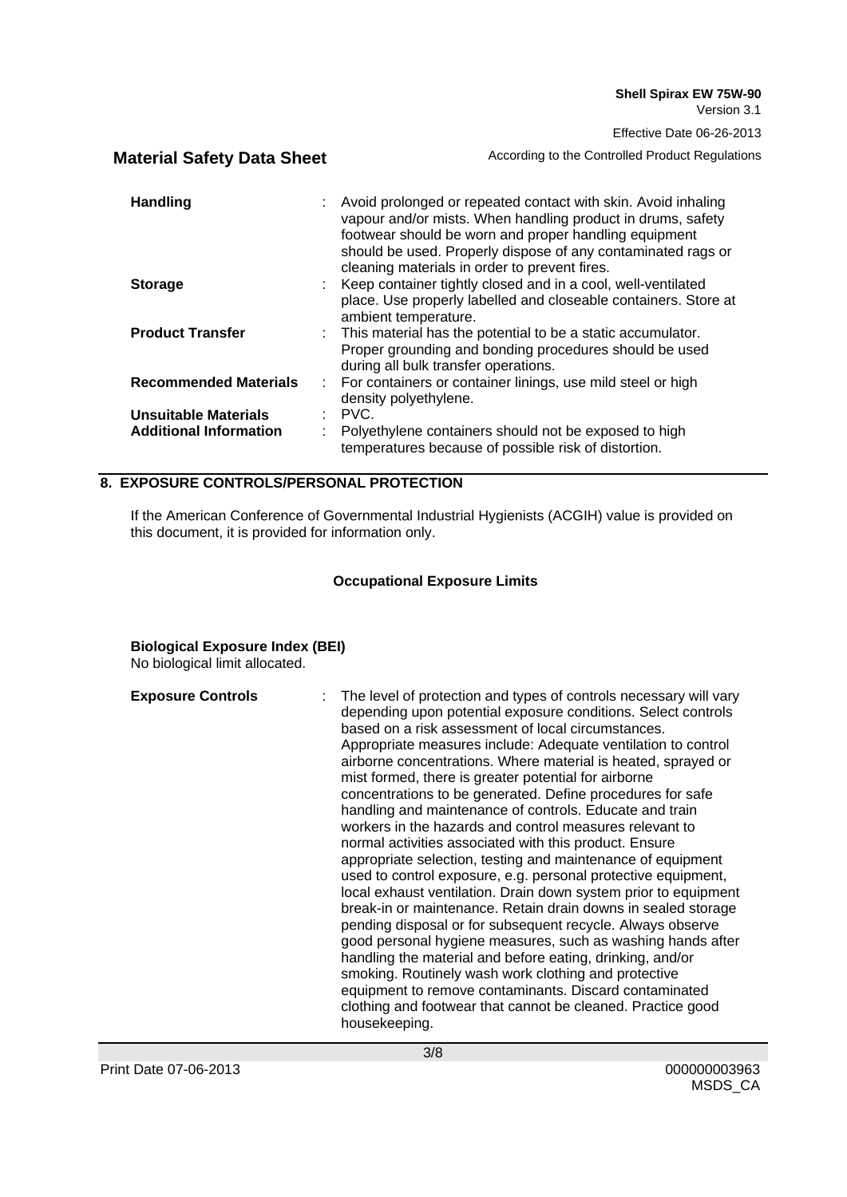| | |
|---|---|
| **Handling** | : Avoid prolonged or repeated contact with skin. Avoid inhaling vapour and/or mists. When handling product in drums, safety footwear should be worn and proper handling equipment should be used. Properly dispose of any contaminated rags or cleaning materials in order to prevent fires. |
| **Storage** | : Keep container tightly closed and in a cool, well-ventilated place. Use properly labelled and closeable containers. Store at ambient temperature. |
| **Product Transfer** | : This material has the potential to be a static accumulator. Proper grounding and bonding procedures should be used during all bulk transfer operations. |
| **Recommended Materials** | : For containers or container linings, use mild steel or high density polyethylene. |
| **Unsuitable Materials** | : PVC. |
| **Additional Information** | : Polyethylene containers should not be exposed to high temperatures because of possible risk of distortion. |

## 8. EXPOSURE CONTROLS/PERSONAL PROTECTION

If the American Conference of Governmental Industrial Hygienists (ACGIH) value is provided on this document, it is provided for information only.

### Occupational Exposure Limits

**Biological Exposure Index (BEI)**
No biological limit allocated.

| | |
|---|---|
| **Exposure Controls** | : The level of protection and types of controls necessary will vary depending upon potential exposure conditions. Select controls based on a risk assessment of local circumstances. Appropriate measures include: Adequate ventilation to control airborne concentrations. Where material is heated, sprayed or mist formed, there is greater potential for airborne concentrations to be generated. Define procedures for safe handling and maintenance of controls. Educate and train workers in the hazards and control measures relevant to normal activities associated with this product. Ensure appropriate selection, testing and maintenance of equipment used to control exposure, e.g. personal protective equipment, local exhaust ventilation. Drain down system prior to equipment break-in or maintenance. Retain drain downs in sealed storage pending disposal or for subsequent recycle. Always observe good personal hygiene measures, such as washing hands after handling the material and before eating, drinking, and/or smoking. Routinely wash work clothing and protective equipment to remove contaminants. Discard contaminated clothing and footwear that cannot be cleaned. Practice good housekeeping. |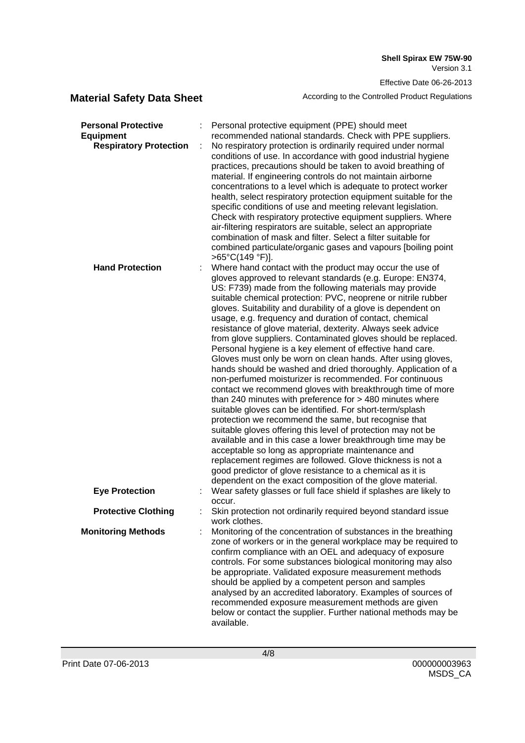**Personal Protective Equipment** : Personal protective equipment (PPE) should meet recommended national standards. Check with PPE suppliers.

**Respiratory Protection** : No respiratory protection is ordinarily required under normal conditions of use. In accordance with good industrial hygiene practices, precautions should be taken to avoid breathing of material. If engineering controls do not maintain airborne concentrations to a level which is adequate to protect worker health, select respiratory protection equipment suitable for the specific conditions of use and meeting relevant legislation. Check with respiratory protective equipment suppliers. Where air-filtering respirators are suitable, select an appropriate combination of mask and filter. Select a filter suitable for combined particulate/organic gases and vapours [boiling point >65°C(149 °F)].

**Hand Protection** : Where hand contact with the product may occur the use of gloves approved to relevant standards (e.g. Europe: EN374, US: F739) made from the following materials may provide suitable chemical protection: PVC, neoprene or nitrile rubber gloves. Suitability and durability of a glove is dependent on usage, e.g. frequency and duration of contact, chemical resistance of glove material, dexterity. Always seek advice from glove suppliers. Contaminated gloves should be replaced. Personal hygiene is a key element of effective hand care. Gloves must only be worn on clean hands. After using gloves, hands should be washed and dried thoroughly. Application of a non-perfumed moisturizer is recommended. For continuous contact we recommend gloves with breakthrough time of more than 240 minutes with preference for > 480 minutes where suitable gloves can be identified. For short-term/splash protection we recommend the same, but recognise that suitable gloves offering this level of protection may not be available and in this case a lower breakthrough time may be acceptable so long as appropriate maintenance and replacement regimes are followed. Glove thickness is not a good predictor of glove resistance to a chemical as it is dependent on the exact composition of the glove material.

**Eye Protection** : Wear safety glasses or full face shield if splashes are likely to occur.

**Protective Clothing** : Skin protection not ordinarily required beyond standard issue work clothes.

**Monitoring Methods** : Monitoring of the concentration of substances in the breathing zone of workers or in the general workplace may be required to confirm compliance with an OEL and adequacy of exposure controls. For some substances biological monitoring may also be appropriate. Validated exposure measurement methods should be applied by a competent person and samples analysed by an accredited laboratory. Examples of sources of recommended exposure measurement methods are given below or contact the supplier. Further national methods may be available.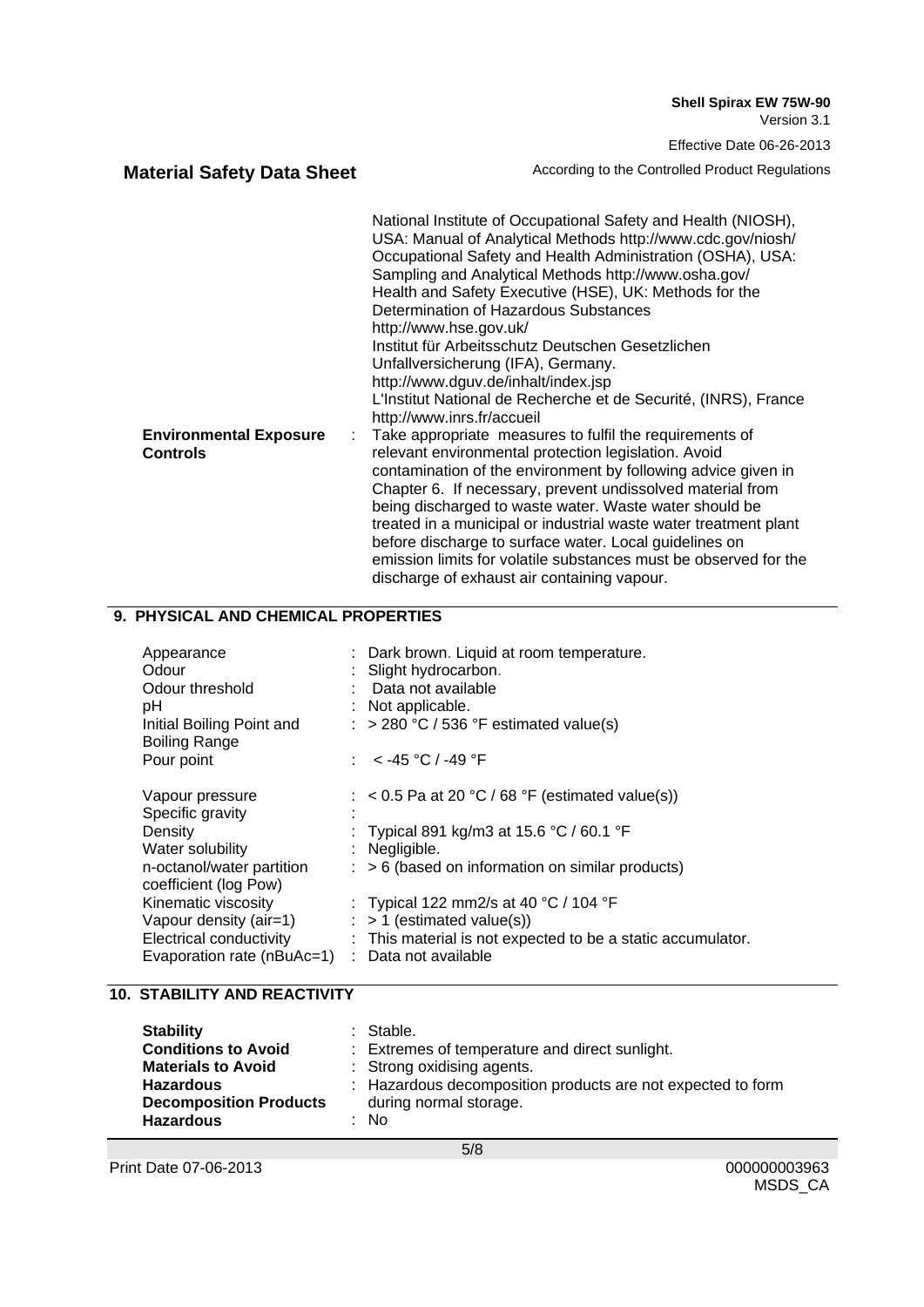| | | |
|---|---|---|
| | | National Institute of Occupational Safety and Health (NIOSH), USA: Manual of Analytical Methods http://www.cdc.gov/niosh/ Occupational Safety and Health Administration (OSHA), USA: Sampling and Analytical Methods http://www.osha.gov/ Health and Safety Executive (HSE), UK: Methods for the Determination of Hazardous Substances http://www.hse.gov.uk/ Institut für Arbeitsschutz Deutschen Gesetzlichen Unfallversicherung (IFA), Germany. http://www.dguv.de/inhalt/index.jsp L'Institut National de Recherche et de Securité, (INRS), France http://www.inrs.fr/accueil |
| **Environmental Exposure Controls** | : | Take appropriate measures to fulfil the requirements of relevant environmental protection legislation. Avoid contamination of the environment by following advice given in Chapter 6. If necessary, prevent undissolved material from being discharged to waste water. Waste water should be treated in a municipal or industrial waste water treatment plant before discharge to surface water. Local guidelines on emission limits for volatile substances must be observed for the discharge of exhaust air containing vapour. |

## 9. PHYSICAL AND CHEMICAL PROPERTIES

| | | |
|---|---|---|
| Appearance | : | Dark brown. Liquid at room temperature. |
| Odour | : | Slight hydrocarbon. |
| Odour threshold | : | Data not available |
| pH | : | Not applicable. |
| Initial Boiling Point and Boiling Range | : | > 280 °C / 536 °F estimated value(s) |
| Pour point | : | < -45 °C / -49 °F |
| Vapour pressure | : | < 0.5 Pa at 20 °C / 68 °F (estimated value(s)) |
| Specific gravity | : | |
| Density | : | Typical 891 kg/m3 at 15.6 °C / 60.1 °F |
| Water solubility | : | Negligible. |
| n-octanol/water partition coefficient (log Pow) | : | > 6 (based on information on similar products) |
| Kinematic viscosity | : | Typical 122 mm2/s at 40 °C / 104 °F |
| Vapour density (air=1) | : | > 1 (estimated value(s)) |
| Electrical conductivity | : | This material is not expected to be a static accumulator. |
| Evaporation rate (nBuAc=1) | : | Data not available |

## 10. STABILITY AND REACTIVITY

| | | |
|---|---|---|
| **Stability** | : | Stable. |
| **Conditions to Avoid** | : | Extremes of temperature and direct sunlight. |
| **Materials to Avoid** | : | Strong oxidising agents. |
| **Hazardous Decomposition Products** | : | Hazardous decomposition products are not expected to form during normal storage. |
| **Hazardous** | : | No |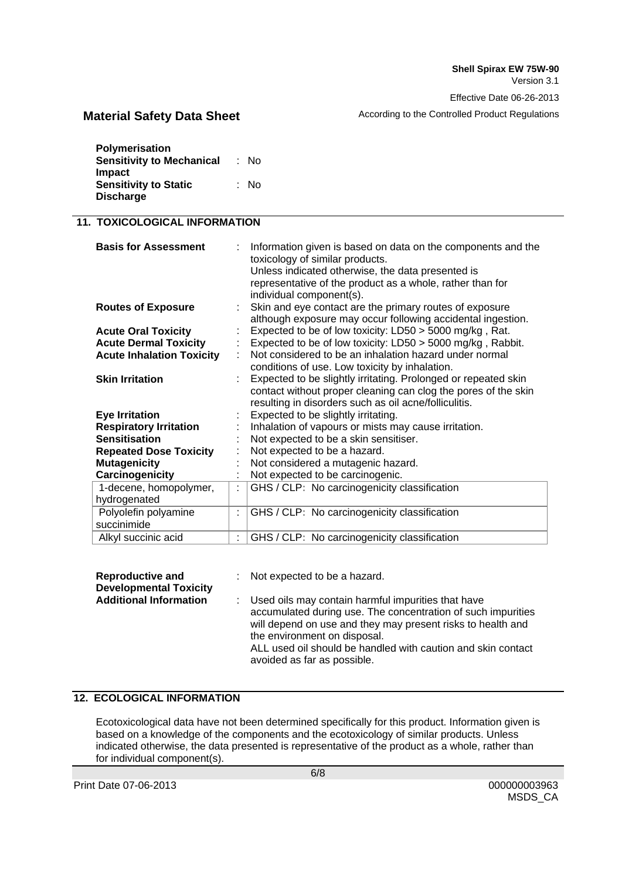| | | |
|---|---|---|
| **Polymerisation** | | |
| **Sensitivity to Mechanical Impact** | : | No |
| **Sensitivity to Static Discharge** | : | No |

## 11. TOXICOLOGICAL INFORMATION

| | | |
|---|---|---|
| **Basis for Assessment** | : | Information given is based on data on the components and the toxicology of similar products. Unless indicated otherwise, the data presented is representative of the product as a whole, rather than for individual component(s). |
| **Routes of Exposure** | : | Skin and eye contact are the primary routes of exposure although exposure may occur following accidental ingestion. |
| **Acute Oral Toxicity** | : | Expected to be of low toxicity: LD50 > 5000 mg/kg , Rat. |
| **Acute Dermal Toxicity** | : | Expected to be of low toxicity: LD50 > 5000 mg/kg , Rabbit. |
| **Acute Inhalation Toxicity** | : | Not considered to be an inhalation hazard under normal conditions of use. Low toxicity by inhalation. |
| **Skin Irritation** | : | Expected to be slightly irritating. Prolonged or repeated skin contact without proper cleaning can clog the pores of the skin resulting in disorders such as oil acne/folliculitis. |
| **Eye Irritation** | : | Expected to be slightly irritating. |
| **Respiratory Irritation** | : | Inhalation of vapours or mists may cause irritation. |
| **Sensitisation** | : | Not expected to be a skin sensitiser. |
| **Repeated Dose Toxicity** | : | Not expected to be a hazard. |
| **Mutagenicity** | : | Not considered a mutagenic hazard. |
| **Carcinogenicity** | : | Not expected to be carcinogenic. |

| | | |
|---|---|---|
| 1-decene, homopolymer, hydrogenated | : | GHS / CLP: No carcinogenicity classification |
| Polyolefin polyamine succinimide | : | GHS / CLP: No carcinogenicity classification |
| Alkyl succinic acid | : | GHS / CLP: No carcinogenicity classification |

| | | |
|---|---|---|
| **Reproductive and Developmental Toxicity** | : | Not expected to be a hazard. |
| **Additional Information** | : | Used oils may contain harmful impurities that have accumulated during use. The concentration of such impurities will depend on use and they may present risks to health and the environment on disposal. ALL used oil should be handled with caution and skin contact avoided as far as possible. |

## 12. ECOLOGICAL INFORMATION

Ecotoxicological data have not been determined specifically for this product. Information given is based on a knowledge of the components and the ecotoxicology of similar products. Unless indicated otherwise, the data presented is representative of the product as a whole, rather than for individual component(s).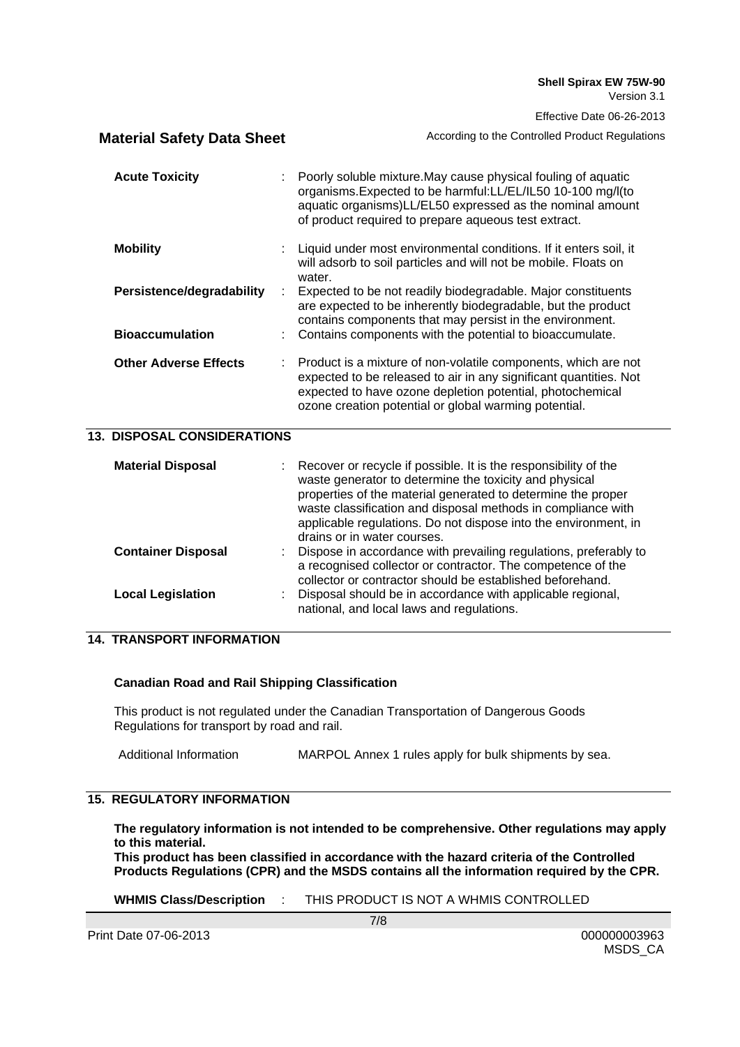| | | |
|---|---|---|
| **Acute Toxicity** | : | Poorly soluble mixture.May cause physical fouling of aquatic organisms.Expected to be harmful:LL/EL/IL50 10-100 mg/l(to aquatic organisms)LL/EL50 expressed as the nominal amount of product required to prepare aqueous test extract. |
| **Mobility** | : | Liquid under most environmental conditions. If it enters soil, it will adsorb to soil particles and will not be mobile. Floats on water. |
| **Persistence/degradability** | : | Expected to be not readily biodegradable. Major constituents are expected to be inherently biodegradable, but the product contains components that may persist in the environment. |
| **Bioaccumulation** | : | Contains components with the potential to bioaccumulate. |
| **Other Adverse Effects** | : | Product is a mixture of non-volatile components, which are not expected to be released to air in any significant quantities. Not expected to have ozone depletion potential, photochemical ozone creation potential or global warming potential. |

## 13. DISPOSAL CONSIDERATIONS

| | | |
|---|---|---|
| **Material Disposal** | : | Recover or recycle if possible. It is the responsibility of the waste generator to determine the toxicity and physical properties of the material generated to determine the proper waste classification and disposal methods in compliance with applicable regulations. Do not dispose into the environment, in drains or in water courses. |
| **Container Disposal** | : | Dispose in accordance with prevailing regulations, preferably to a recognised collector or contractor. The competence of the collector or contractor should be established beforehand. |
| **Local Legislation** | : | Disposal should be in accordance with applicable regional, national, and local laws and regulations. |

## 14. TRANSPORT INFORMATION

**Canadian Road and Rail Shipping Classification**

This product is not regulated under the Canadian Transportation of Dangerous Goods Regulations for transport by road and rail.

Additional Information MARPOL Annex 1 rules apply for bulk shipments by sea.

## 15. REGULATORY INFORMATION

**The regulatory information is not intended to be comprehensive. Other regulations may apply to this material.**
**This product has been classified in accordance with the hazard criteria of the Controlled Products Regulations (CPR) and the MSDS contains all the information required by the CPR.**

**WHMIS Class/Description** : THIS PRODUCT IS NOT A WHMIS CONTROLLED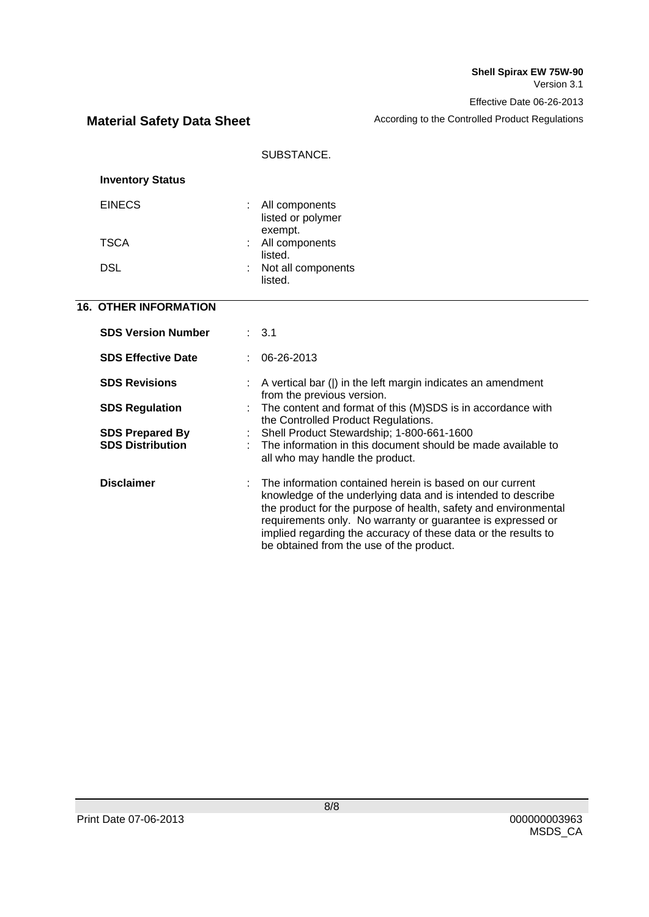SUBSTANCE.

**Inventory Status**

| | | |
|---|---|---|
| EINECS | : | All components listed or polymer exempt. |
| TSCA | : | All components listed. |
| DSL | : | Not all components listed. |

## 16. OTHER INFORMATION

| | | |
|---|---|---|
| **SDS Version Number** | : | 3.1 |
| **SDS Effective Date** | : | 06-26-2013 |
| **SDS Revisions** | : | A vertical bar (\|) in the left margin indicates an amendment from the previous version. |
| **SDS Regulation** | : | The content and format of this (M)SDS is in accordance with the Controlled Product Regulations. |
| **SDS Prepared By** | : | Shell Product Stewardship; 1-800-661-1600 |
| **SDS Distribution** | : | The information in this document should be made available to all who may handle the product. |
| **Disclaimer** | : | The information contained herein is based on our current knowledge of the underlying data and is intended to describe the product for the purpose of health, safety and environmental requirements only. No warranty or guarantee is expressed or implied regarding the accuracy of these data or the results to be obtained from the use of the product. |